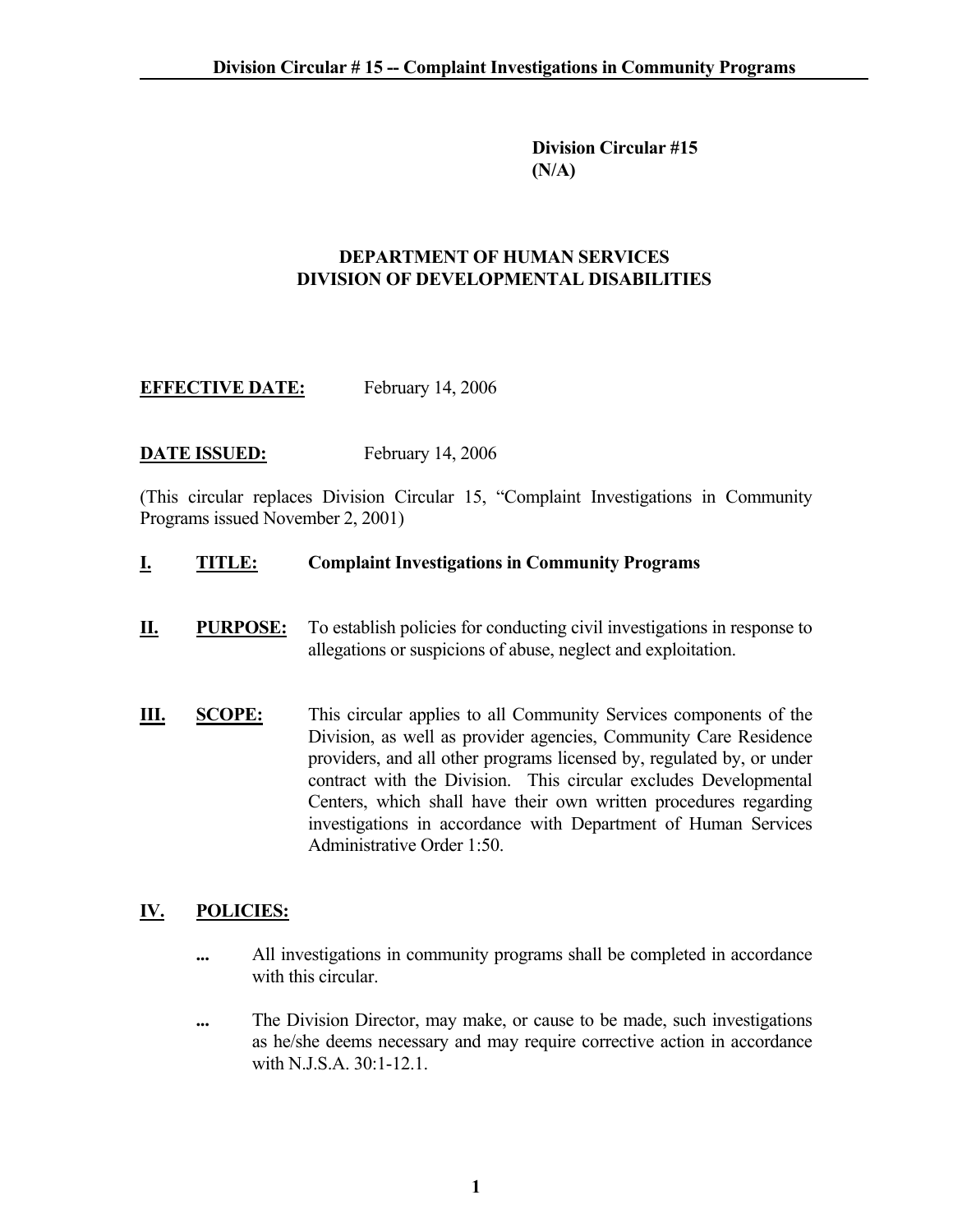**Division Circular #15**
**(N/A)**

**DEPARTMENT OF HUMAN SERVICES**
**DIVISION OF DEVELOPMENTAL DISABILITIES**

**EFFECTIVE DATE:** February 14, 2006

**DATE ISSUED:** February 14, 2006

(This circular replaces Division Circular 15, "Complaint Investigations in Community Programs issued November 2, 2001)

## I. TITLE: Complaint Investigations in Community Programs

## II. PURPOSE:

To establish policies for conducting civil investigations in response to allegations or suspicions of abuse, neglect and exploitation.

## III. SCOPE:

This circular applies to all Community Services components of the Division, as well as provider agencies, Community Care Residence providers, and all other programs licensed by, regulated by, or under contract with the Division. This circular excludes Developmental Centers, which shall have their own written procedures regarding investigations in accordance with Department of Human Services Administrative Order 1:50.

## IV. POLICIES:

... All investigations in community programs shall be completed in accordance with this circular.

... The Division Director, may make, or cause to be made, such investigations as he/she deems necessary and may require corrective action in accordance with N.J.S.A. 30:1-12.1.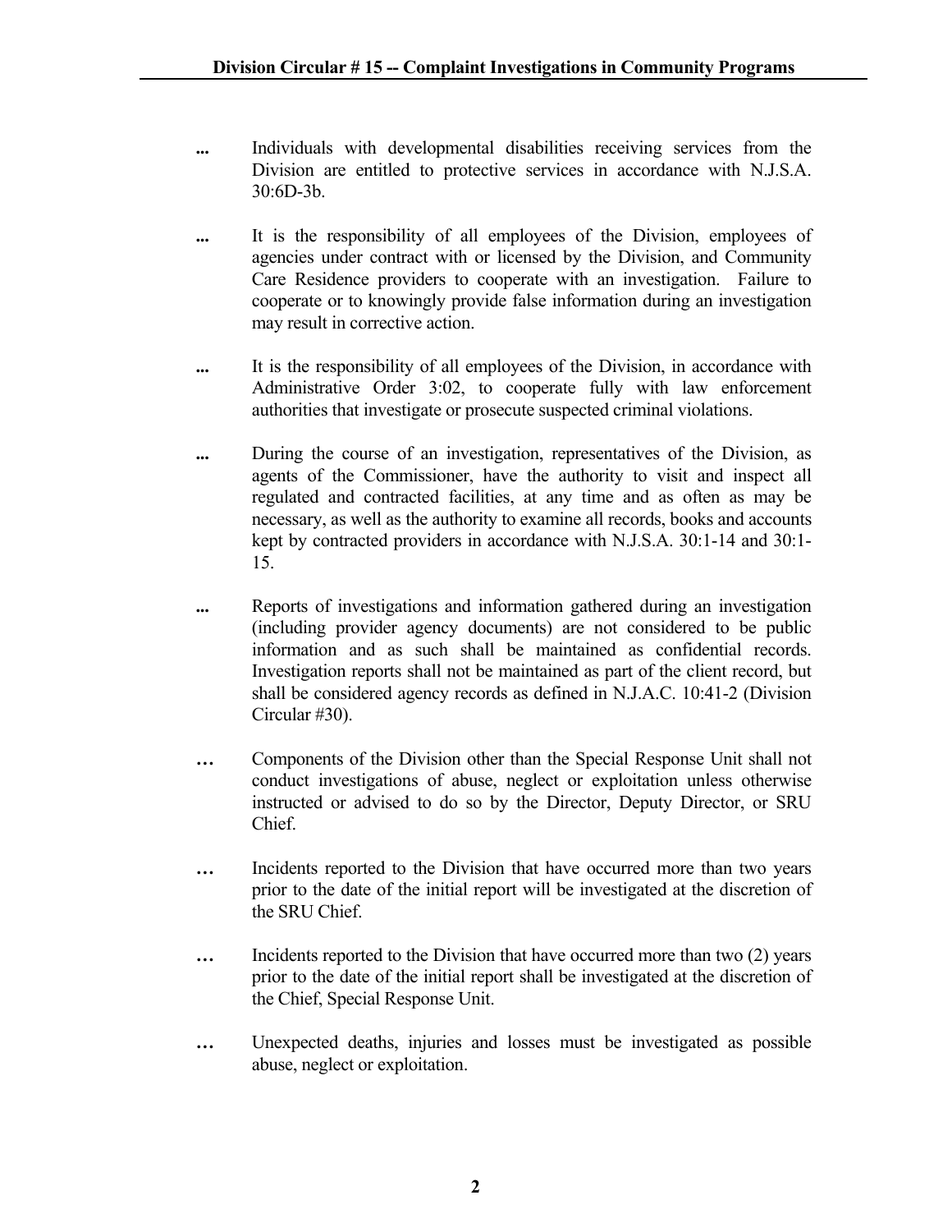- ... Individuals with developmental disabilities receiving services from the Division are entitled to protective services in accordance with N.J.S.A. 30:6D-3b.

- ... It is the responsibility of all employees of the Division, employees of agencies under contract with or licensed by the Division, and Community Care Residence providers to cooperate with an investigation. Failure to cooperate or to knowingly provide false information during an investigation may result in corrective action.

- ... It is the responsibility of all employees of the Division, in accordance with Administrative Order 3:02, to cooperate fully with law enforcement authorities that investigate or prosecute suspected criminal violations.

- ... During the course of an investigation, representatives of the Division, as agents of the Commissioner, have the authority to visit and inspect all regulated and contracted facilities, at any time and as often as may be necessary, as well as the authority to examine all records, books and accounts kept by contracted providers in accordance with N.J.S.A. 30:1-14 and 30:1-15.

- ... Reports of investigations and information gathered during an investigation (including provider agency documents) are not considered to be public information and as such shall be maintained as confidential records. Investigation reports shall not be maintained as part of the client record, but shall be considered agency records as defined in N.J.A.C. 10:41-2 (Division Circular #30).

- … Components of the Division other than the Special Response Unit shall not conduct investigations of abuse, neglect or exploitation unless otherwise instructed or advised to do so by the Director, Deputy Director, or SRU Chief.

- … Incidents reported to the Division that have occurred more than two years prior to the date of the initial report will be investigated at the discretion of the SRU Chief.

- … Incidents reported to the Division that have occurred more than two (2) years prior to the date of the initial report shall be investigated at the discretion of the Chief, Special Response Unit.

- … Unexpected deaths, injuries and losses must be investigated as possible abuse, neglect or exploitation.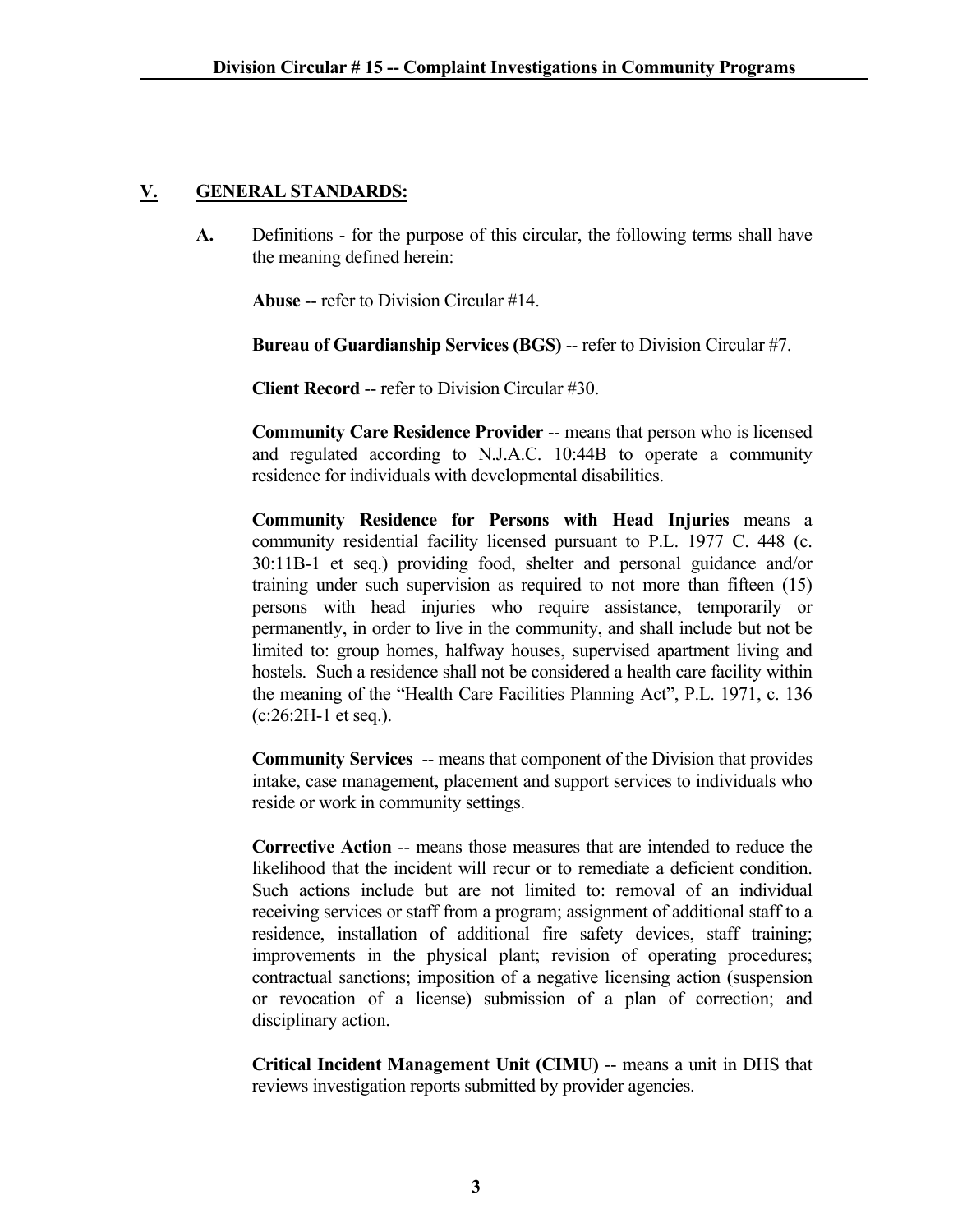## V. GENERAL STANDARDS:

**A.** Definitions - for the purpose of this circular, the following terms shall have the meaning defined herein:

**Abuse** -- refer to Division Circular #14.

**Bureau of Guardianship Services (BGS)** -- refer to Division Circular #7.

**Client Record** -- refer to Division Circular #30.

**Community Care Residence Provider** -- means that person who is licensed and regulated according to N.J.A.C. 10:44B to operate a community residence for individuals with developmental disabilities.

**Community Residence for Persons with Head Injuries** means a community residential facility licensed pursuant to P.L. 1977 C. 448 (c. 30:11B-1 et seq.) providing food, shelter and personal guidance and/or training under such supervision as required to not more than fifteen (15) persons with head injuries who require assistance, temporarily or permanently, in order to live in the community, and shall include but not be limited to: group homes, halfway houses, supervised apartment living and hostels. Such a residence shall not be considered a health care facility within the meaning of the "Health Care Facilities Planning Act", P.L. 1971, c. 136 (c:26:2H-1 et seq.).

**Community Services** -- means that component of the Division that provides intake, case management, placement and support services to individuals who reside or work in community settings.

**Corrective Action** -- means those measures that are intended to reduce the likelihood that the incident will recur or to remediate a deficient condition. Such actions include but are not limited to: removal of an individual receiving services or staff from a program; assignment of additional staff to a residence, installation of additional fire safety devices, staff training; improvements in the physical plant; revision of operating procedures; contractual sanctions; imposition of a negative licensing action (suspension or revocation of a license) submission of a plan of correction; and disciplinary action.

**Critical Incident Management Unit (CIMU)** -- means a unit in DHS that reviews investigation reports submitted by provider agencies.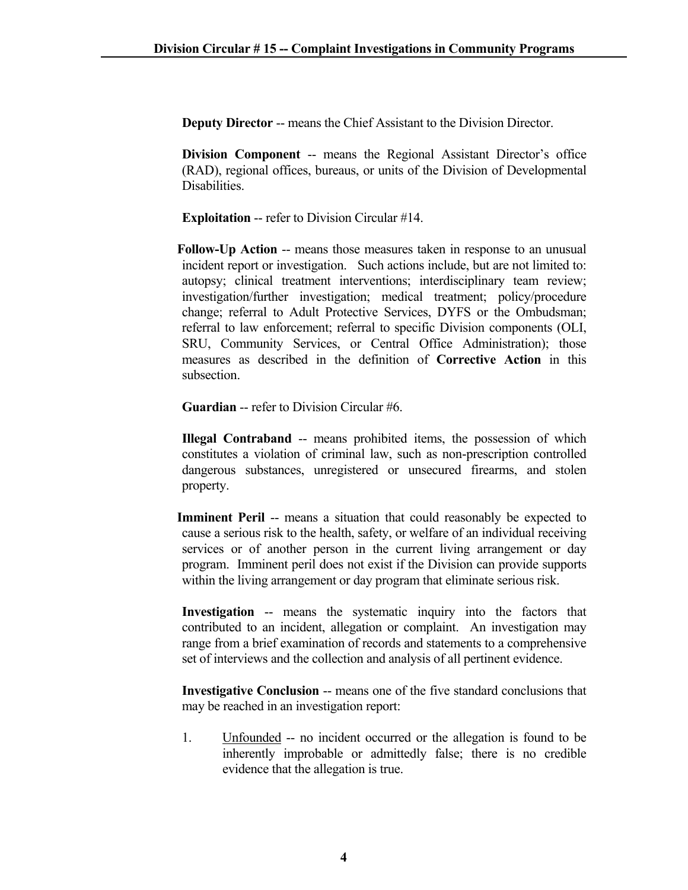**Deputy Director** -- means the Chief Assistant to the Division Director.

**Division Component** -- means the Regional Assistant Director's office (RAD), regional offices, bureaus, or units of the Division of Developmental Disabilities.

**Exploitation** -- refer to Division Circular #14.

**Follow-Up Action** -- means those measures taken in response to an unusual incident report or investigation. Such actions include, but are not limited to: autopsy; clinical treatment interventions; interdisciplinary team review; investigation/further investigation; medical treatment; policy/procedure change; referral to Adult Protective Services, DYFS or the Ombudsman; referral to law enforcement; referral to specific Division components (OLI, SRU, Community Services, or Central Office Administration); those measures as described in the definition of **Corrective Action** in this subsection.

**Guardian** -- refer to Division Circular #6.

**Illegal Contraband** -- means prohibited items, the possession of which constitutes a violation of criminal law, such as non-prescription controlled dangerous substances, unregistered or unsecured firearms, and stolen property.

**Imminent Peril** -- means a situation that could reasonably be expected to cause a serious risk to the health, safety, or welfare of an individual receiving services or of another person in the current living arrangement or day program. Imminent peril does not exist if the Division can provide supports within the living arrangement or day program that eliminate serious risk.

**Investigation** -- means the systematic inquiry into the factors that contributed to an incident, allegation or complaint. An investigation may range from a brief examination of records and statements to a comprehensive set of interviews and the collection and analysis of all pertinent evidence.

**Investigative Conclusion** -- means one of the five standard conclusions that may be reached in an investigation report:

1. Unfounded -- no incident occurred or the allegation is found to be inherently improbable or admittedly false; there is no credible evidence that the allegation is true.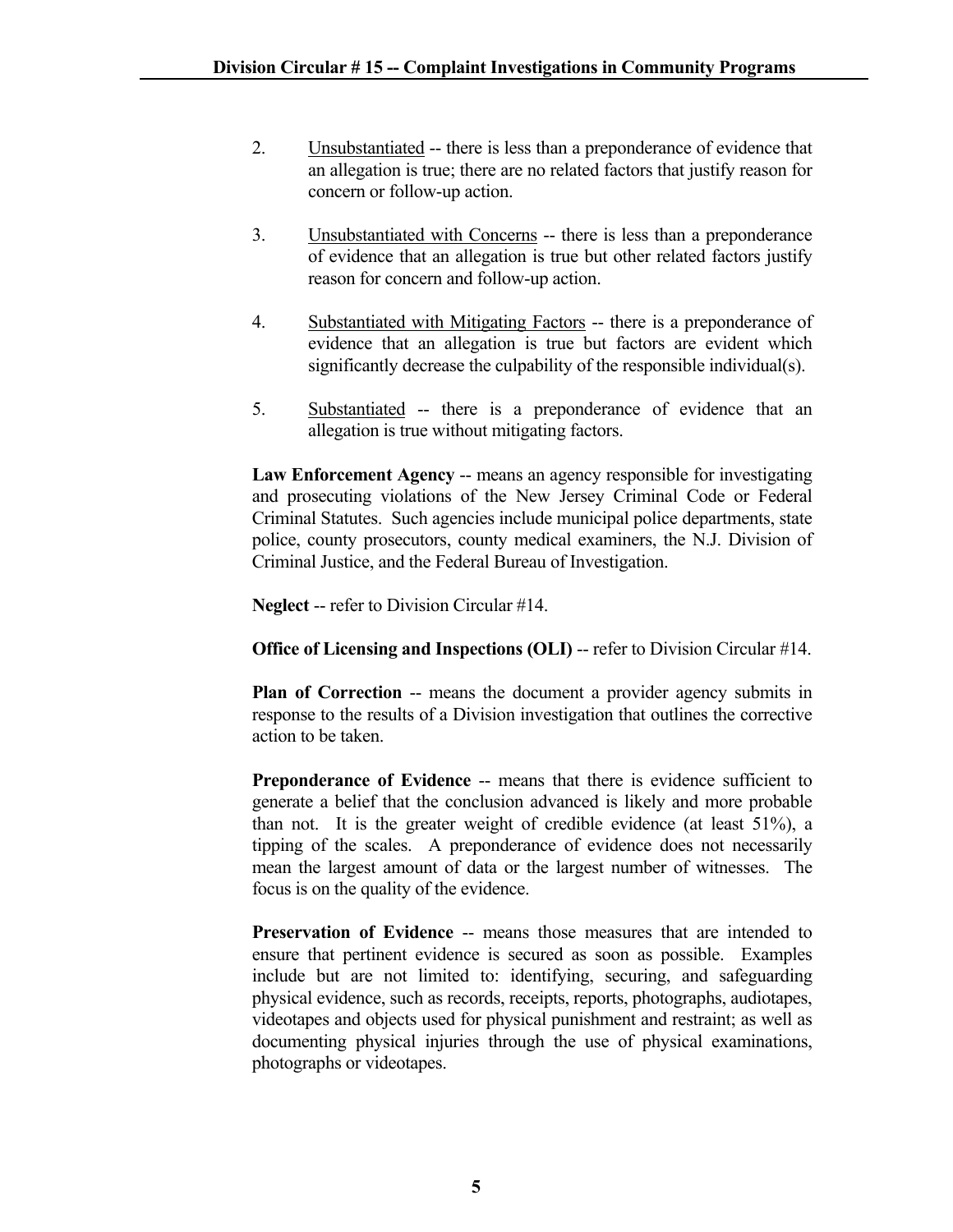2. <u>Unsubstantiated</u> -- there is less than a preponderance of evidence that an allegation is true; there are no related factors that justify reason for concern or follow-up action.

3. <u>Unsubstantiated with Concerns</u> -- there is less than a preponderance of evidence that an allegation is true but other related factors justify reason for concern and follow-up action.

4. <u>Substantiated with Mitigating Factors</u> -- there is a preponderance of evidence that an allegation is true but factors are evident which significantly decrease the culpability of the responsible individual(s).

5. <u>Substantiated</u> -- there is a preponderance of evidence that an allegation is true without mitigating factors.

**Law Enforcement Agency** -- means an agency responsible for investigating and prosecuting violations of the New Jersey Criminal Code or Federal Criminal Statutes. Such agencies include municipal police departments, state police, county prosecutors, county medical examiners, the N.J. Division of Criminal Justice, and the Federal Bureau of Investigation.

**Neglect** -- refer to Division Circular #14.

**Office of Licensing and Inspections (OLI)** -- refer to Division Circular #14.

**Plan of Correction** -- means the document a provider agency submits in response to the results of a Division investigation that outlines the corrective action to be taken.

**Preponderance of Evidence** -- means that there is evidence sufficient to generate a belief that the conclusion advanced is likely and more probable than not. It is the greater weight of credible evidence (at least 51%), a tipping of the scales. A preponderance of evidence does not necessarily mean the largest amount of data or the largest number of witnesses. The focus is on the quality of the evidence.

**Preservation of Evidence** -- means those measures that are intended to ensure that pertinent evidence is secured as soon as possible. Examples include but are not limited to: identifying, securing, and safeguarding physical evidence, such as records, receipts, reports, photographs, audiotapes, videotapes and objects used for physical punishment and restraint; as well as documenting physical injuries through the use of physical examinations, photographs or videotapes.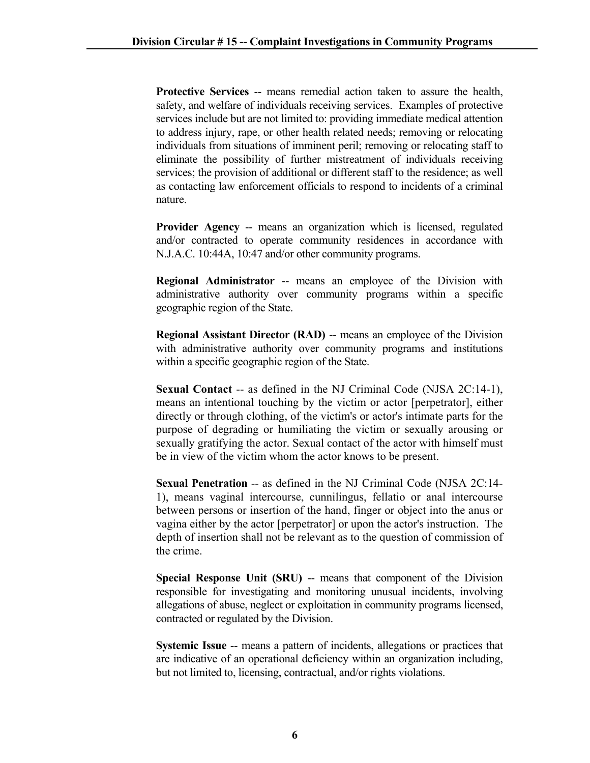**Protective Services** -- means remedial action taken to assure the health, safety, and welfare of individuals receiving services. Examples of protective services include but are not limited to: providing immediate medical attention to address injury, rape, or other health related needs; removing or relocating individuals from situations of imminent peril; removing or relocating staff to eliminate the possibility of further mistreatment of individuals receiving services; the provision of additional or different staff to the residence; as well as contacting law enforcement officials to respond to incidents of a criminal nature.

**Provider Agency** -- means an organization which is licensed, regulated and/or contracted to operate community residences in accordance with N.J.A.C. 10:44A, 10:47 and/or other community programs.

**Regional Administrator** -- means an employee of the Division with administrative authority over community programs within a specific geographic region of the State.

**Regional Assistant Director (RAD)** -- means an employee of the Division with administrative authority over community programs and institutions within a specific geographic region of the State.

**Sexual Contact** -- as defined in the NJ Criminal Code (NJSA 2C:14-1), means an intentional touching by the victim or actor [perpetrator], either directly or through clothing, of the victim's or actor's intimate parts for the purpose of degrading or humiliating the victim or sexually arousing or sexually gratifying the actor. Sexual contact of the actor with himself must be in view of the victim whom the actor knows to be present.

**Sexual Penetration** -- as defined in the NJ Criminal Code (NJSA 2C:14-1), means vaginal intercourse, cunnilingus, fellatio or anal intercourse between persons or insertion of the hand, finger or object into the anus or vagina either by the actor [perpetrator] or upon the actor's instruction. The depth of insertion shall not be relevant as to the question of commission of the crime.

**Special Response Unit (SRU)** -- means that component of the Division responsible for investigating and monitoring unusual incidents, involving allegations of abuse, neglect or exploitation in community programs licensed, contracted or regulated by the Division.

**Systemic Issue** -- means a pattern of incidents, allegations or practices that are indicative of an operational deficiency within an organization including, but not limited to, licensing, contractual, and/or rights violations.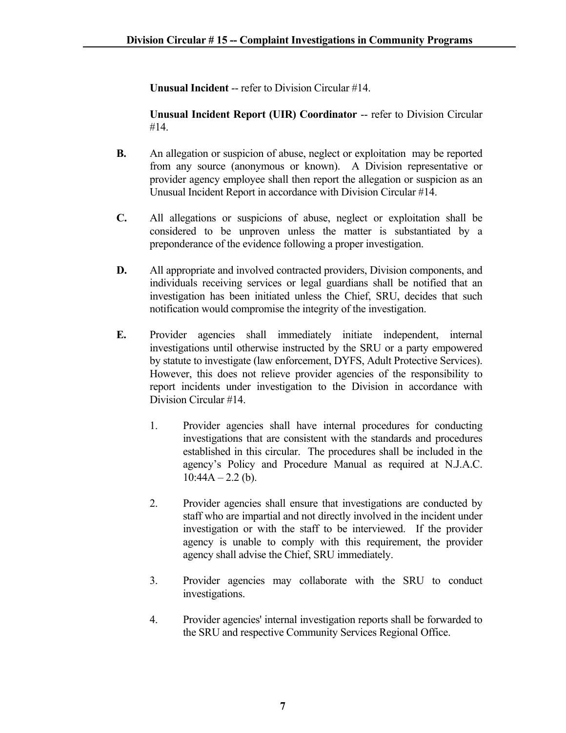**Unusual Incident** -- refer to Division Circular #14.

**Unusual Incident Report (UIR) Coordinator** -- refer to Division Circular #14.

**B.** An allegation or suspicion of abuse, neglect or exploitation may be reported from any source (anonymous or known). A Division representative or provider agency employee shall then report the allegation or suspicion as an Unusual Incident Report in accordance with Division Circular #14.

**C.** All allegations or suspicions of abuse, neglect or exploitation shall be considered to be unproven unless the matter is substantiated by a preponderance of the evidence following a proper investigation.

**D.** All appropriate and involved contracted providers, Division components, and individuals receiving services or legal guardians shall be notified that an investigation has been initiated unless the Chief, SRU, decides that such notification would compromise the integrity of the investigation.

**E.** Provider agencies shall immediately initiate independent, internal investigations until otherwise instructed by the SRU or a party empowered by statute to investigate (law enforcement, DYFS, Adult Protective Services). However, this does not relieve provider agencies of the responsibility to report incidents under investigation to the Division in accordance with Division Circular #14.

1. Provider agencies shall have internal procedures for conducting investigations that are consistent with the standards and procedures established in this circular. The procedures shall be included in the agency's Policy and Procedure Manual as required at N.J.A.C. 10:44A – 2.2 (b).

2. Provider agencies shall ensure that investigations are conducted by staff who are impartial and not directly involved in the incident under investigation or with the staff to be interviewed. If the provider agency is unable to comply with this requirement, the provider agency shall advise the Chief, SRU immediately.

3. Provider agencies may collaborate with the SRU to conduct investigations.

4. Provider agencies' internal investigation reports shall be forwarded to the SRU and respective Community Services Regional Office.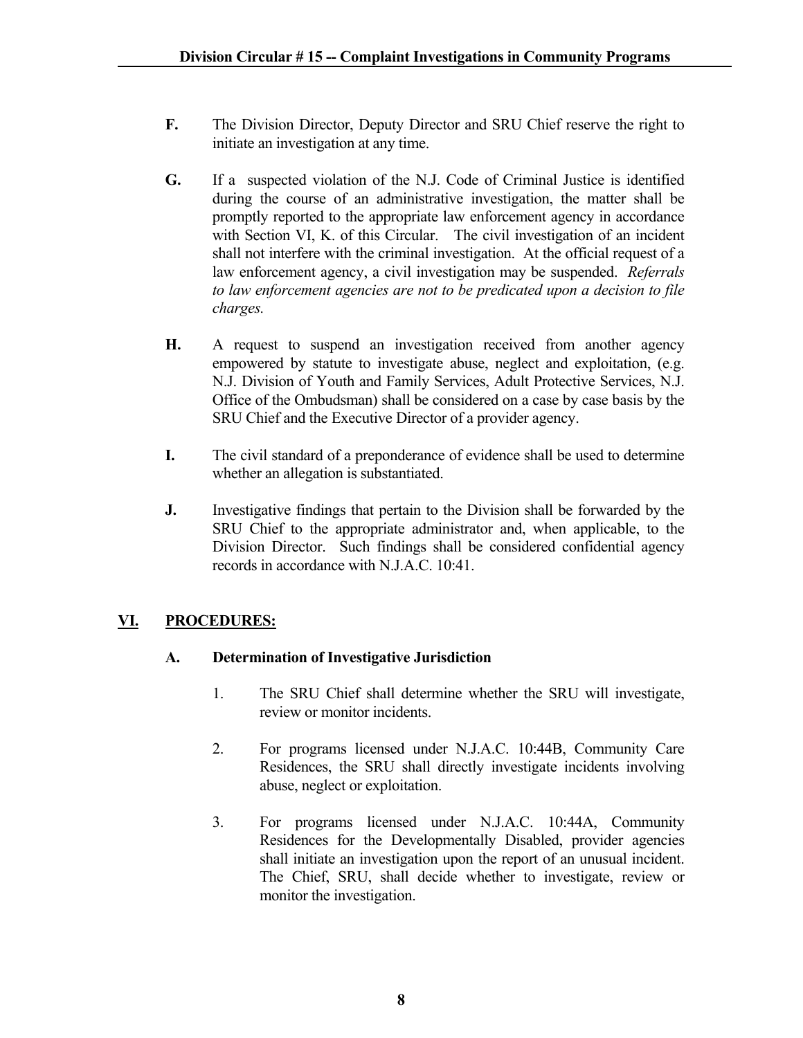**F.** The Division Director, Deputy Director and SRU Chief reserve the right to initiate an investigation at any time.

**G.** If a suspected violation of the N.J. Code of Criminal Justice is identified during the course of an administrative investigation, the matter shall be promptly reported to the appropriate law enforcement agency in accordance with Section VI, K. of this Circular. The civil investigation of an incident shall not interfere with the criminal investigation. At the official request of a law enforcement agency, a civil investigation may be suspended. *Referrals to law enforcement agencies are not to be predicated upon a decision to file charges.*

**H.** A request to suspend an investigation received from another agency empowered by statute to investigate abuse, neglect and exploitation, (e.g. N.J. Division of Youth and Family Services, Adult Protective Services, N.J. Office of the Ombudsman) shall be considered on a case by case basis by the SRU Chief and the Executive Director of a provider agency.

**I.** The civil standard of a preponderance of evidence shall be used to determine whether an allegation is substantiated.

**J.** Investigative findings that pertain to the Division shall be forwarded by the SRU Chief to the appropriate administrator and, when applicable, to the Division Director. Such findings shall be considered confidential agency records in accordance with N.J.A.C. 10:41.

## VI. PROCEDURES:

### A. Determination of Investigative Jurisdiction

1. The SRU Chief shall determine whether the SRU will investigate, review or monitor incidents.

2. For programs licensed under N.J.A.C. 10:44B, Community Care Residences, the SRU shall directly investigate incidents involving abuse, neglect or exploitation.

3. For programs licensed under N.J.A.C. 10:44A, Community Residences for the Developmentally Disabled, provider agencies shall initiate an investigation upon the report of an unusual incident. The Chief, SRU, shall decide whether to investigate, review or monitor the investigation.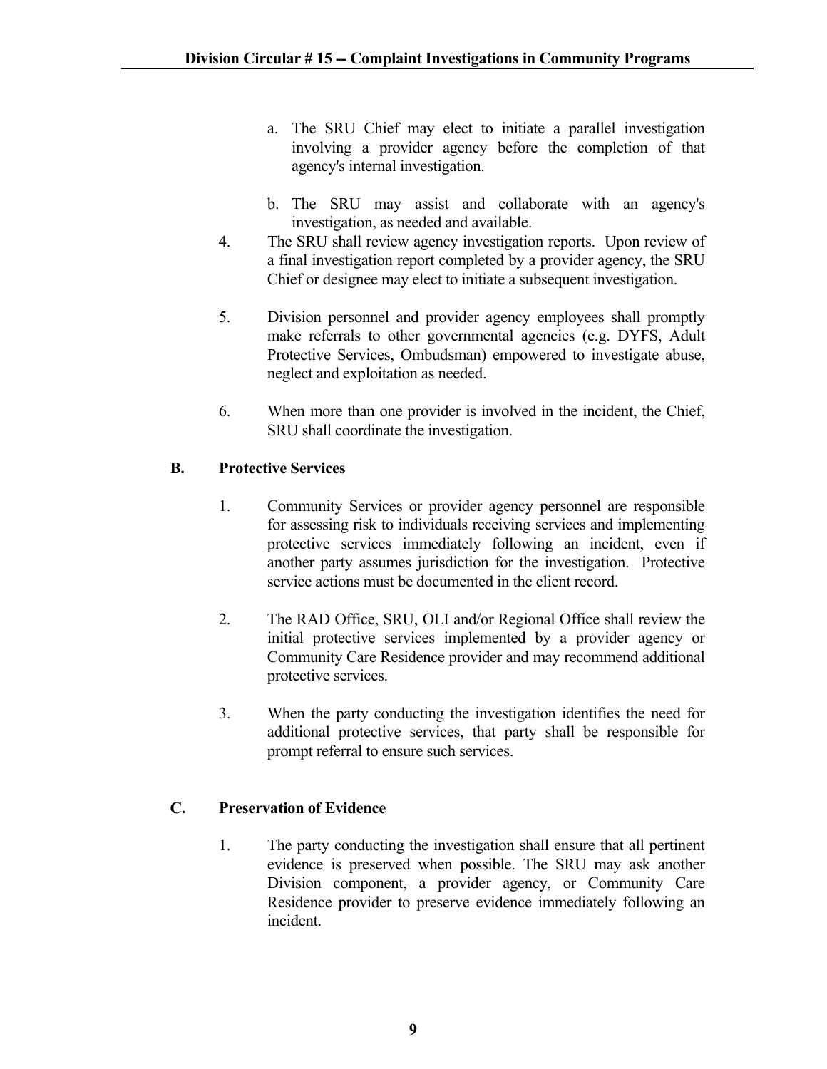a. The SRU Chief may elect to initiate a parallel investigation involving a provider agency before the completion of that agency's internal investigation.

   b. The SRU may assist and collaborate with an agency's investigation, as needed and available.

4. The SRU shall review agency investigation reports. Upon review of a final investigation report completed by a provider agency, the SRU Chief or designee may elect to initiate a subsequent investigation.

5. Division personnel and provider agency employees shall promptly make referrals to other governmental agencies (e.g. DYFS, Adult Protective Services, Ombudsman) empowered to investigate abuse, neglect and exploitation as needed.

6. When more than one provider is involved in the incident, the Chief, SRU shall coordinate the investigation.

**B. Protective Services**

1. Community Services or provider agency personnel are responsible for assessing risk to individuals receiving services and implementing protective services immediately following an incident, even if another party assumes jurisdiction for the investigation. Protective service actions must be documented in the client record.

2. The RAD Office, SRU, OLI and/or Regional Office shall review the initial protective services implemented by a provider agency or Community Care Residence provider and may recommend additional protective services.

3. When the party conducting the investigation identifies the need for additional protective services, that party shall be responsible for prompt referral to ensure such services.

**C. Preservation of Evidence**

1. The party conducting the investigation shall ensure that all pertinent evidence is preserved when possible. The SRU may ask another Division component, a provider agency, or Community Care Residence provider to preserve evidence immediately following an incident.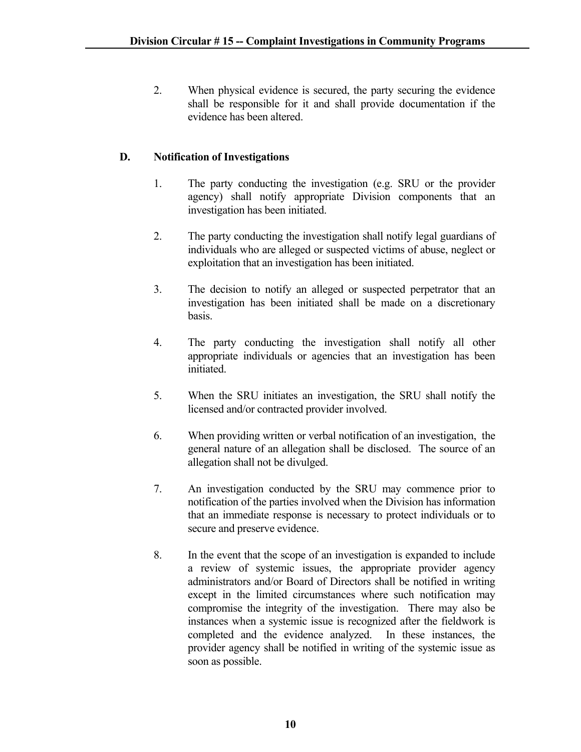2. When physical evidence is secured, the party securing the evidence shall be responsible for it and shall provide documentation if the evidence has been altered.

### D. Notification of Investigations

1. The party conducting the investigation (e.g. SRU or the provider agency) shall notify appropriate Division components that an investigation has been initiated.

2. The party conducting the investigation shall notify legal guardians of individuals who are alleged or suspected victims of abuse, neglect or exploitation that an investigation has been initiated.

3. The decision to notify an alleged or suspected perpetrator that an investigation has been initiated shall be made on a discretionary basis.

4. The party conducting the investigation shall notify all other appropriate individuals or agencies that an investigation has been initiated.

5. When the SRU initiates an investigation, the SRU shall notify the licensed and/or contracted provider involved.

6. When providing written or verbal notification of an investigation, the general nature of an allegation shall be disclosed. The source of an allegation shall not be divulged.

7. An investigation conducted by the SRU may commence prior to notification of the parties involved when the Division has information that an immediate response is necessary to protect individuals or to secure and preserve evidence.

8. In the event that the scope of an investigation is expanded to include a review of systemic issues, the appropriate provider agency administrators and/or Board of Directors shall be notified in writing except in the limited circumstances where such notification may compromise the integrity of the investigation. There may also be instances when a systemic issue is recognized after the fieldwork is completed and the evidence analyzed. In these instances, the provider agency shall be notified in writing of the systemic issue as soon as possible.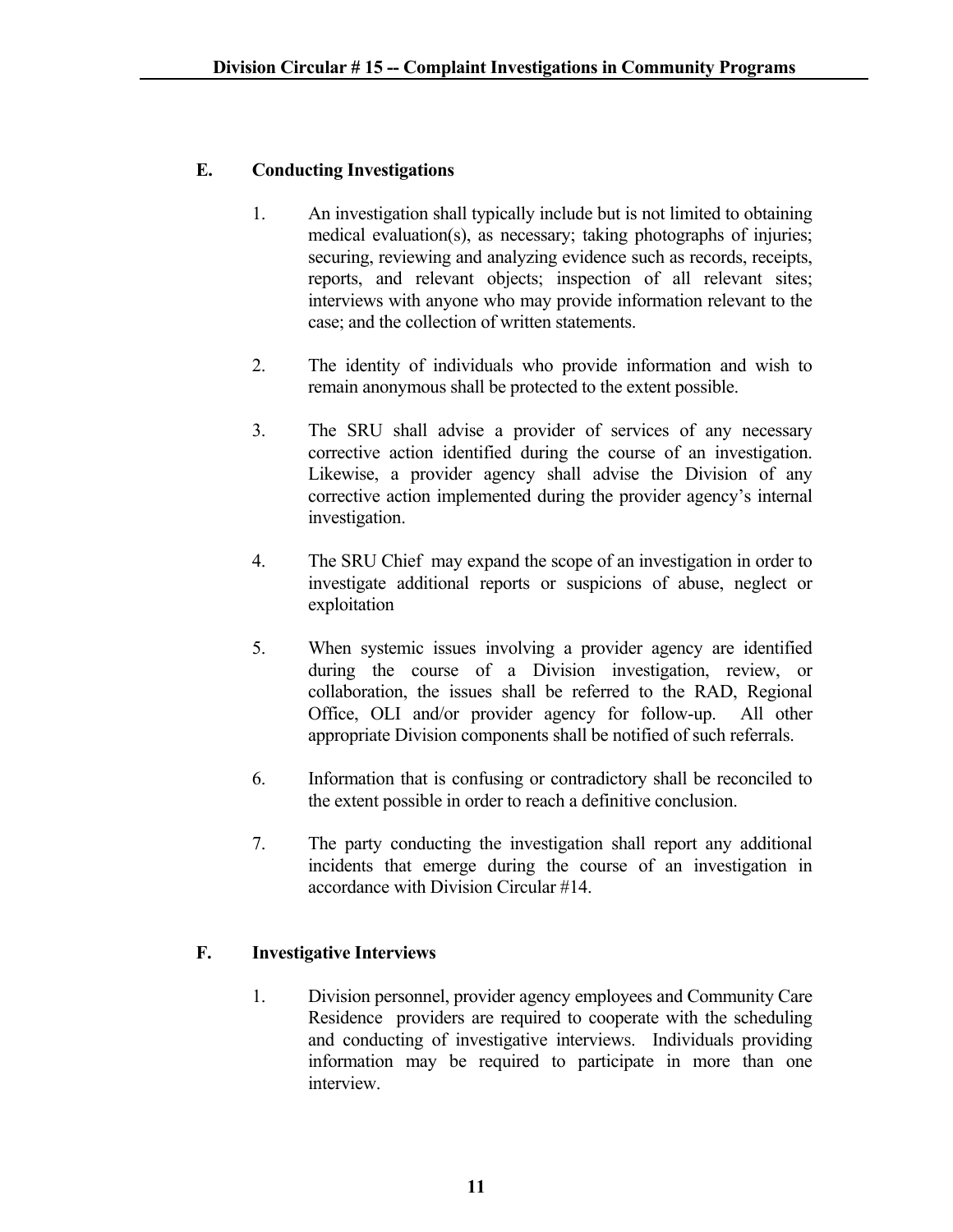## E. Conducting Investigations

1. An investigation shall typically include but is not limited to obtaining medical evaluation(s), as necessary; taking photographs of injuries; securing, reviewing and analyzing evidence such as records, receipts, reports, and relevant objects; inspection of all relevant sites; interviews with anyone who may provide information relevant to the case; and the collection of written statements.

2. The identity of individuals who provide information and wish to remain anonymous shall be protected to the extent possible.

3. The SRU shall advise a provider of services of any necessary corrective action identified during the course of an investigation. Likewise, a provider agency shall advise the Division of any corrective action implemented during the provider agency's internal investigation.

4. The SRU Chief may expand the scope of an investigation in order to investigate additional reports or suspicions of abuse, neglect or exploitation

5. When systemic issues involving a provider agency are identified during the course of a Division investigation, review, or collaboration, the issues shall be referred to the RAD, Regional Office, OLI and/or provider agency for follow-up. All other appropriate Division components shall be notified of such referrals.

6. Information that is confusing or contradictory shall be reconciled to the extent possible in order to reach a definitive conclusion.

7. The party conducting the investigation shall report any additional incidents that emerge during the course of an investigation in accordance with Division Circular #14.

## F. Investigative Interviews

1. Division personnel, provider agency employees and Community Care Residence providers are required to cooperate with the scheduling and conducting of investigative interviews. Individuals providing information may be required to participate in more than one interview.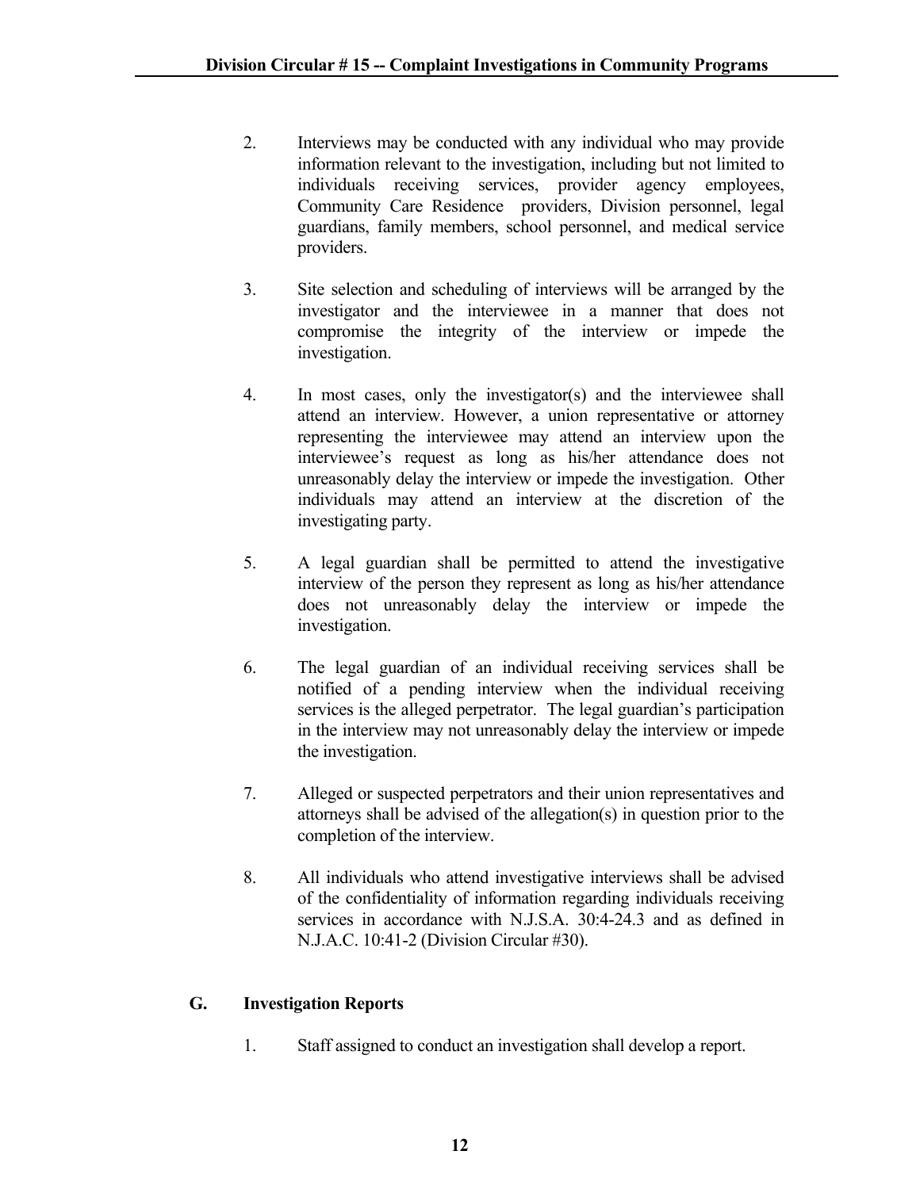2. Interviews may be conducted with any individual who may provide information relevant to the investigation, including but not limited to individuals receiving services, provider agency employees, Community Care Residence providers, Division personnel, legal guardians, family members, school personnel, and medical service providers.

3. Site selection and scheduling of interviews will be arranged by the investigator and the interviewee in a manner that does not compromise the integrity of the interview or impede the investigation.

4. In most cases, only the investigator(s) and the interviewee shall attend an interview. However, a union representative or attorney representing the interviewee may attend an interview upon the interviewee's request as long as his/her attendance does not unreasonably delay the interview or impede the investigation. Other individuals may attend an interview at the discretion of the investigating party.

5. A legal guardian shall be permitted to attend the investigative interview of the person they represent as long as his/her attendance does not unreasonably delay the interview or impede the investigation.

6. The legal guardian of an individual receiving services shall be notified of a pending interview when the individual receiving services is the alleged perpetrator. The legal guardian's participation in the interview may not unreasonably delay the interview or impede the investigation.

7. Alleged or suspected perpetrators and their union representatives and attorneys shall be advised of the allegation(s) in question prior to the completion of the interview.

8. All individuals who attend investigative interviews shall be advised of the confidentiality of information regarding individuals receiving services in accordance with N.J.S.A. 30:4-24.3 and as defined in N.J.A.C. 10:41-2 (Division Circular #30).

## G. Investigation Reports

1. Staff assigned to conduct an investigation shall develop a report.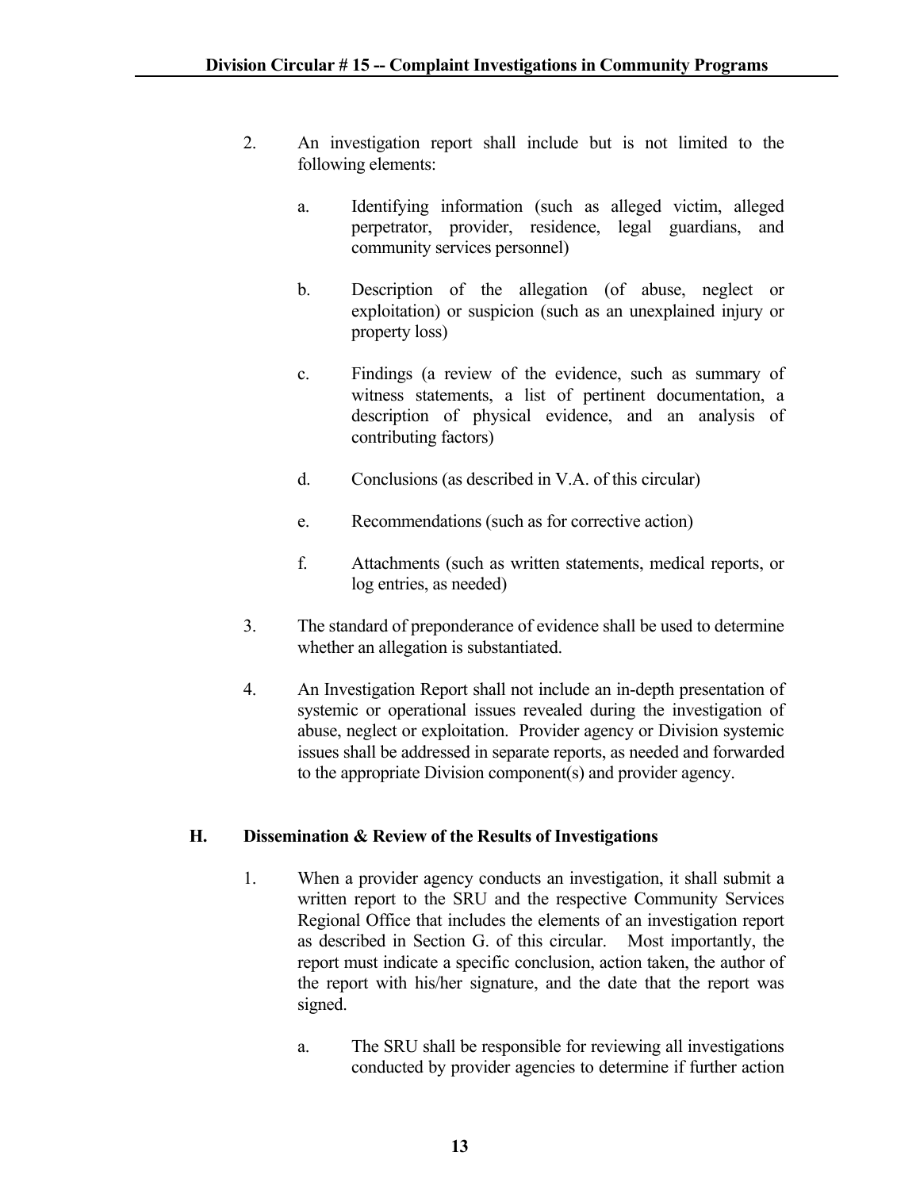2. An investigation report shall include but is not limited to the following elements:

   a. Identifying information (such as alleged victim, alleged perpetrator, provider, residence, legal guardians, and community services personnel)

   b. Description of the allegation (of abuse, neglect or exploitation) or suspicion (such as an unexplained injury or property loss)

   c. Findings (a review of the evidence, such as summary of witness statements, a list of pertinent documentation, a description of physical evidence, and an analysis of contributing factors)

   d. Conclusions (as described in V.A. of this circular)

   e. Recommendations (such as for corrective action)

   f. Attachments (such as written statements, medical reports, or log entries, as needed)

3. The standard of preponderance of evidence shall be used to determine whether an allegation is substantiated.

4. An Investigation Report shall not include an in-depth presentation of systemic or operational issues revealed during the investigation of abuse, neglect or exploitation. Provider agency or Division systemic issues shall be addressed in separate reports, as needed and forwarded to the appropriate Division component(s) and provider agency.

## H. Dissemination & Review of the Results of Investigations

1. When a provider agency conducts an investigation, it shall submit a written report to the SRU and the respective Community Services Regional Office that includes the elements of an investigation report as described in Section G. of this circular. Most importantly, the report must indicate a specific conclusion, action taken, the author of the report with his/her signature, and the date that the report was signed.

   a. The SRU shall be responsible for reviewing all investigations conducted by provider agencies to determine if further action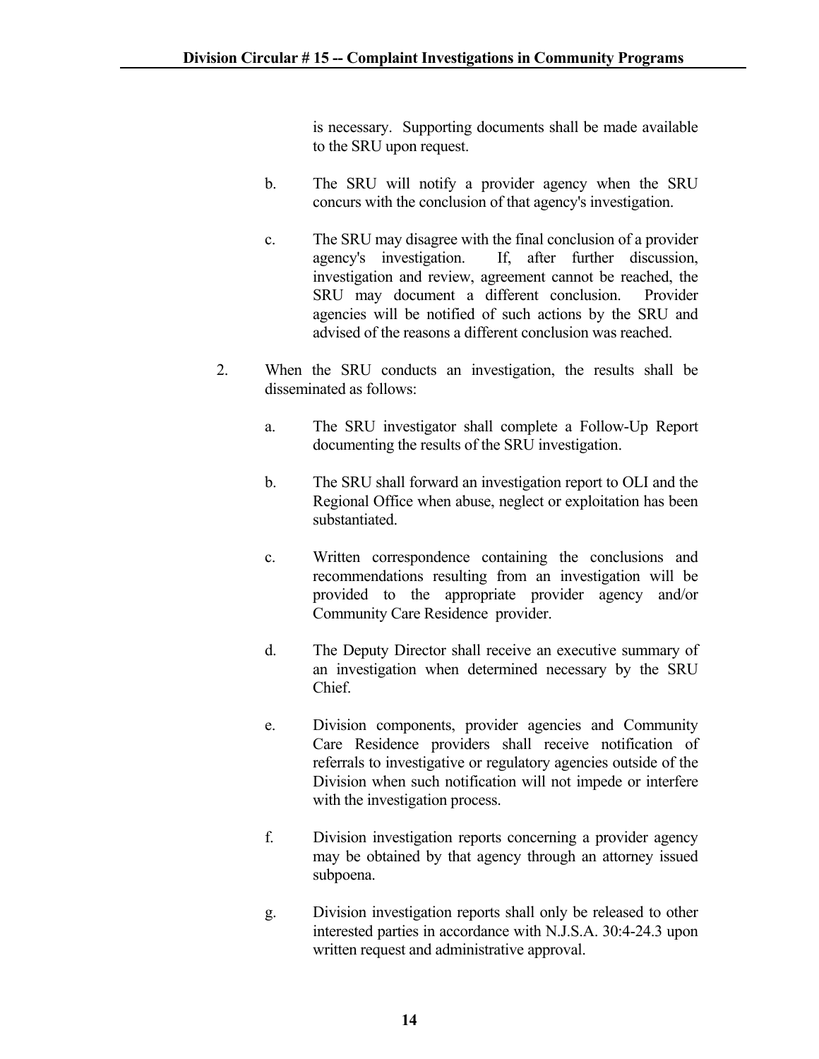is necessary. Supporting documents shall be made available to the SRU upon request.

   b. The SRU will notify a provider agency when the SRU concurs with the conclusion of that agency's investigation.

   c. The SRU may disagree with the final conclusion of a provider agency's investigation. If, after further discussion, investigation and review, agreement cannot be reached, the SRU may document a different conclusion. Provider agencies will be notified of such actions by the SRU and advised of the reasons a different conclusion was reached.

2. When the SRU conducts an investigation, the results shall be disseminated as follows:

   a. The SRU investigator shall complete a Follow-Up Report documenting the results of the SRU investigation.

   b. The SRU shall forward an investigation report to OLI and the Regional Office when abuse, neglect or exploitation has been substantiated.

   c. Written correspondence containing the conclusions and recommendations resulting from an investigation will be provided to the appropriate provider agency and/or Community Care Residence provider.

   d. The Deputy Director shall receive an executive summary of an investigation when determined necessary by the SRU Chief.

   e. Division components, provider agencies and Community Care Residence providers shall receive notification of referrals to investigative or regulatory agencies outside of the Division when such notification will not impede or interfere with the investigation process.

   f. Division investigation reports concerning a provider agency may be obtained by that agency through an attorney issued subpoena.

   g. Division investigation reports shall only be released to other interested parties in accordance with N.J.S.A. 30:4-24.3 upon written request and administrative approval.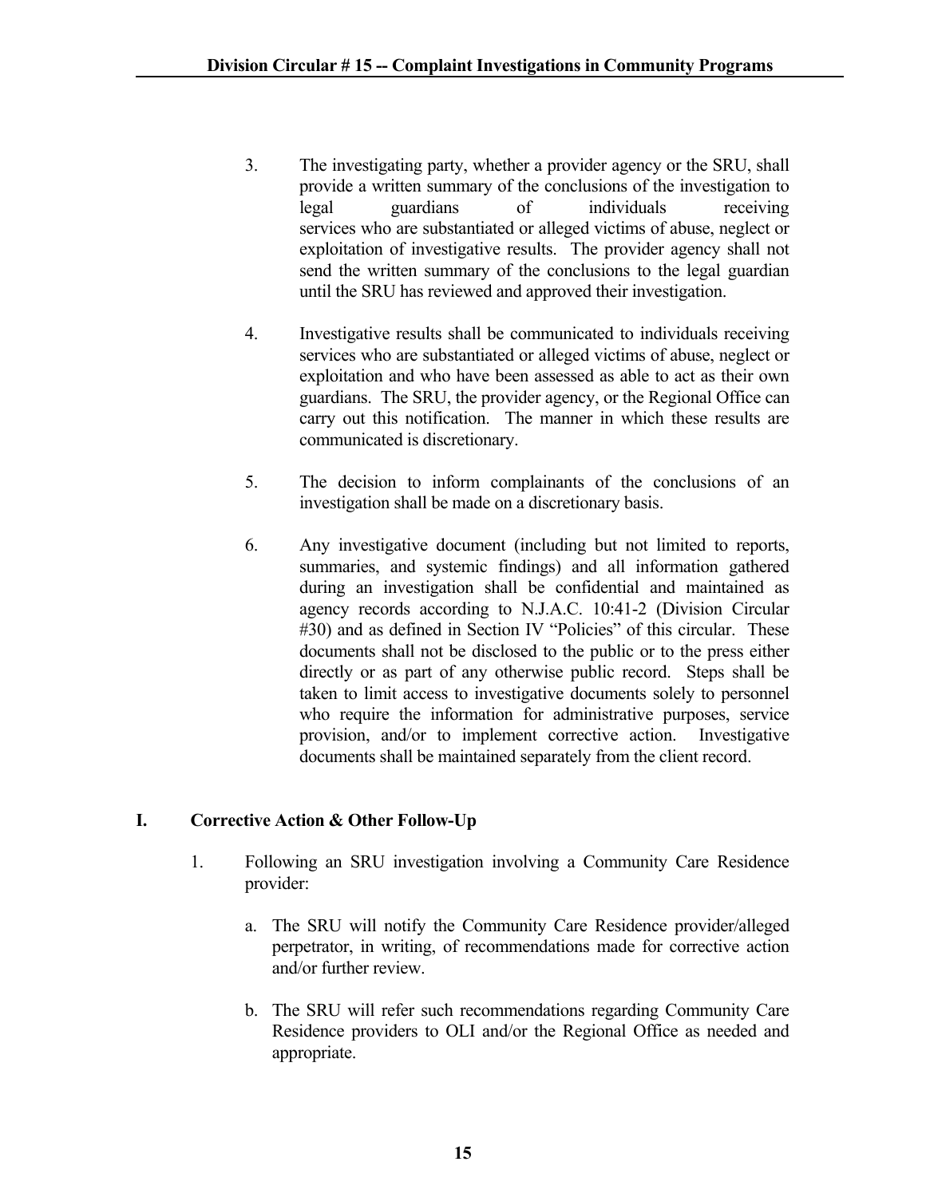3. The investigating party, whether a provider agency or the SRU, shall provide a written summary of the conclusions of the investigation to legal guardians of individuals receiving services who are substantiated or alleged victims of abuse, neglect or exploitation of investigative results. The provider agency shall not send the written summary of the conclusions to the legal guardian until the SRU has reviewed and approved their investigation.

4. Investigative results shall be communicated to individuals receiving services who are substantiated or alleged victims of abuse, neglect or exploitation and who have been assessed as able to act as their own guardians. The SRU, the provider agency, or the Regional Office can carry out this notification. The manner in which these results are communicated is discretionary.

5. The decision to inform complainants of the conclusions of an investigation shall be made on a discretionary basis.

6. Any investigative document (including but not limited to reports, summaries, and systemic findings) and all information gathered during an investigation shall be confidential and maintained as agency records according to N.J.A.C. 10:41-2 (Division Circular #30) and as defined in Section IV "Policies" of this circular. These documents shall not be disclosed to the public or to the press either directly or as part of any otherwise public record. Steps shall be taken to limit access to investigative documents solely to personnel who require the information for administrative purposes, service provision, and/or to implement corrective action. Investigative documents shall be maintained separately from the client record.

## I. Corrective Action & Other Follow-Up

1. Following an SRU investigation involving a Community Care Residence provider:

   a. The SRU will notify the Community Care Residence provider/alleged perpetrator, in writing, of recommendations made for corrective action and/or further review.

   b. The SRU will refer such recommendations regarding Community Care Residence providers to OLI and/or the Regional Office as needed and appropriate.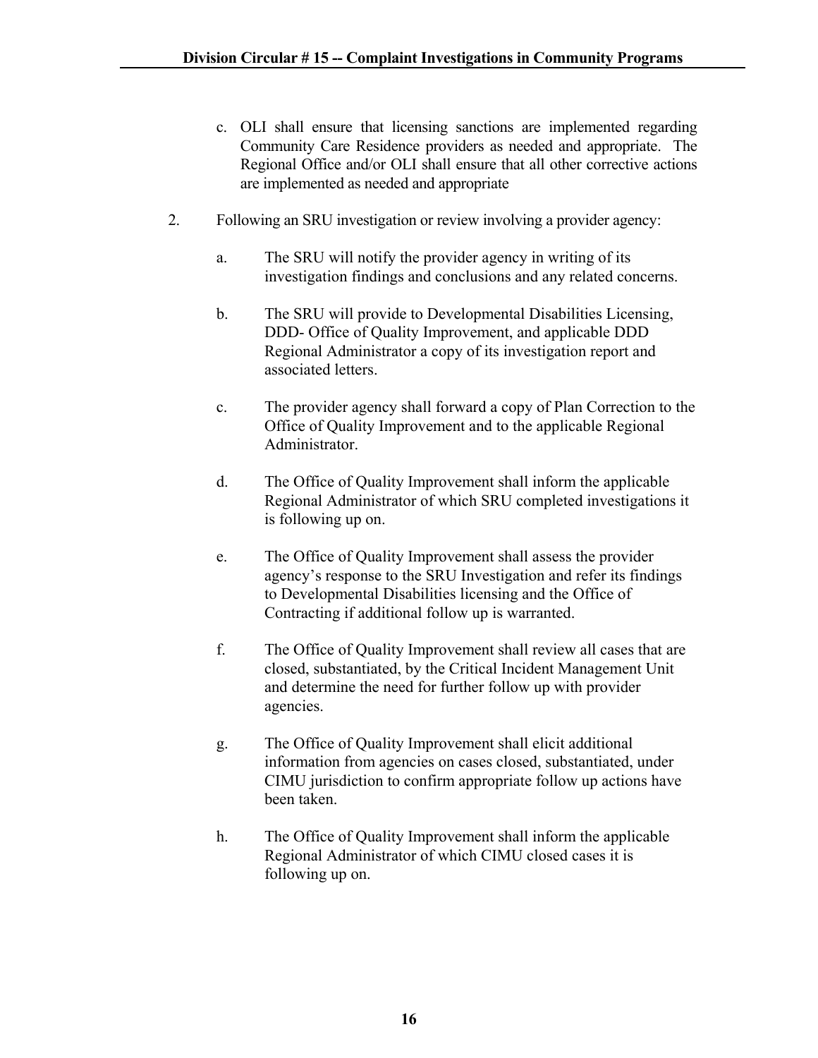c. OLI shall ensure that licensing sanctions are implemented regarding Community Care Residence providers as needed and appropriate. The Regional Office and/or OLI shall ensure that all other corrective actions are implemented as needed and appropriate

2. Following an SRU investigation or review involving a provider agency:

   a. The SRU will notify the provider agency in writing of its investigation findings and conclusions and any related concerns.

   b. The SRU will provide to Developmental Disabilities Licensing, DDD- Office of Quality Improvement, and applicable DDD Regional Administrator a copy of its investigation report and associated letters.

   c. The provider agency shall forward a copy of Plan Correction to the Office of Quality Improvement and to the applicable Regional Administrator.

   d. The Office of Quality Improvement shall inform the applicable Regional Administrator of which SRU completed investigations it is following up on.

   e. The Office of Quality Improvement shall assess the provider agency's response to the SRU Investigation and refer its findings to Developmental Disabilities licensing and the Office of Contracting if additional follow up is warranted.

   f. The Office of Quality Improvement shall review all cases that are closed, substantiated, by the Critical Incident Management Unit and determine the need for further follow up with provider agencies.

   g. The Office of Quality Improvement shall elicit additional information from agencies on cases closed, substantiated, under CIMU jurisdiction to confirm appropriate follow up actions have been taken.

   h. The Office of Quality Improvement shall inform the applicable Regional Administrator of which CIMU closed cases it is following up on.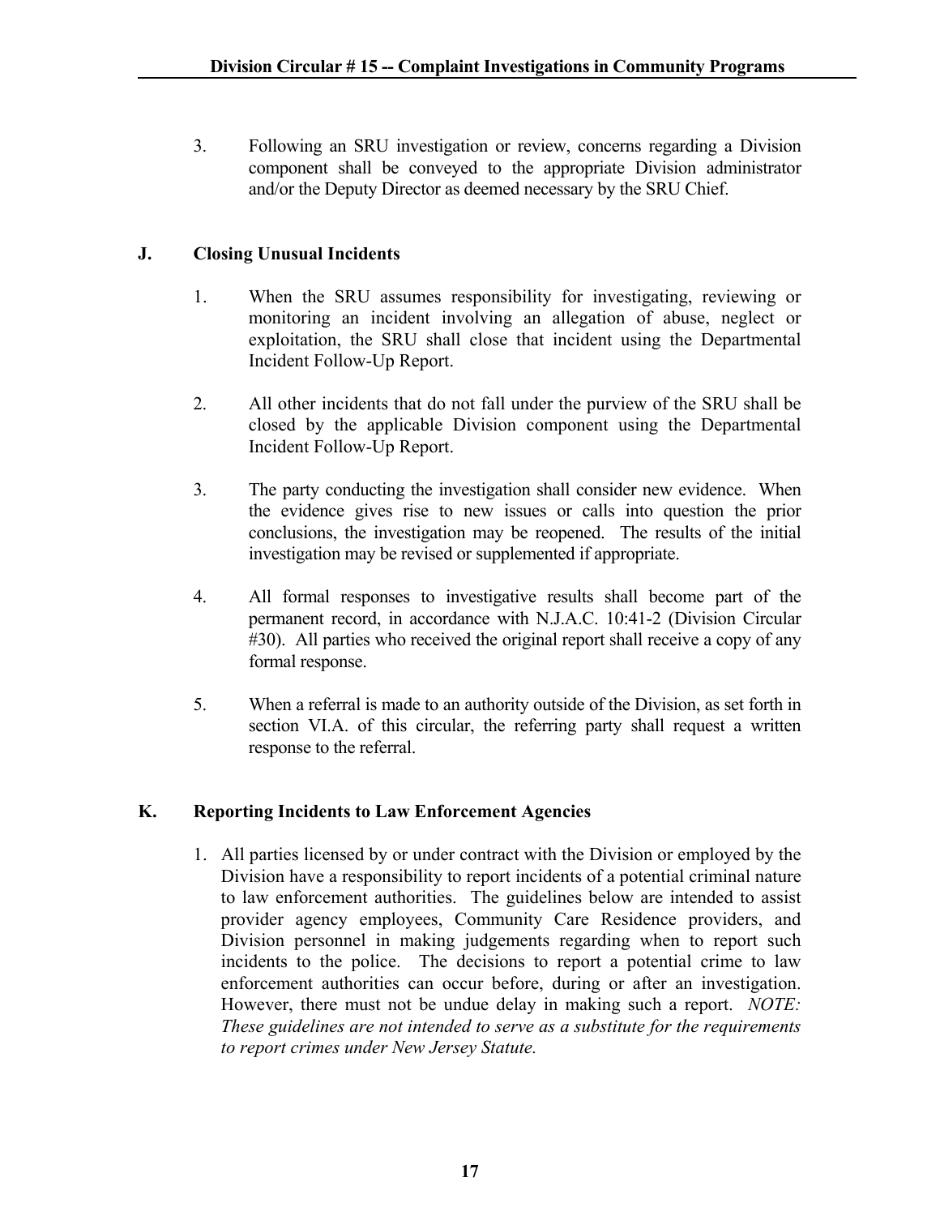3. Following an SRU investigation or review, concerns regarding a Division component shall be conveyed to the appropriate Division administrator and/or the Deputy Director as deemed necessary by the SRU Chief.

## J. Closing Unusual Incidents

1. When the SRU assumes responsibility for investigating, reviewing or monitoring an incident involving an allegation of abuse, neglect or exploitation, the SRU shall close that incident using the Departmental Incident Follow-Up Report.

2. All other incidents that do not fall under the purview of the SRU shall be closed by the applicable Division component using the Departmental Incident Follow-Up Report.

3. The party conducting the investigation shall consider new evidence. When the evidence gives rise to new issues or calls into question the prior conclusions, the investigation may be reopened. The results of the initial investigation may be revised or supplemented if appropriate.

4. All formal responses to investigative results shall become part of the permanent record, in accordance with N.J.A.C. 10:41-2 (Division Circular #30). All parties who received the original report shall receive a copy of any formal response.

5. When a referral is made to an authority outside of the Division, as set forth in section VI.A. of this circular, the referring party shall request a written response to the referral.

## K. Reporting Incidents to Law Enforcement Agencies

1. All parties licensed by or under contract with the Division or employed by the Division have a responsibility to report incidents of a potential criminal nature to law enforcement authorities. The guidelines below are intended to assist provider agency employees, Community Care Residence providers, and Division personnel in making judgements regarding when to report such incidents to the police. The decisions to report a potential crime to law enforcement authorities can occur before, during or after an investigation. However, there must not be undue delay in making such a report. *NOTE: These guidelines are not intended to serve as a substitute for the requirements to report crimes under New Jersey Statute.*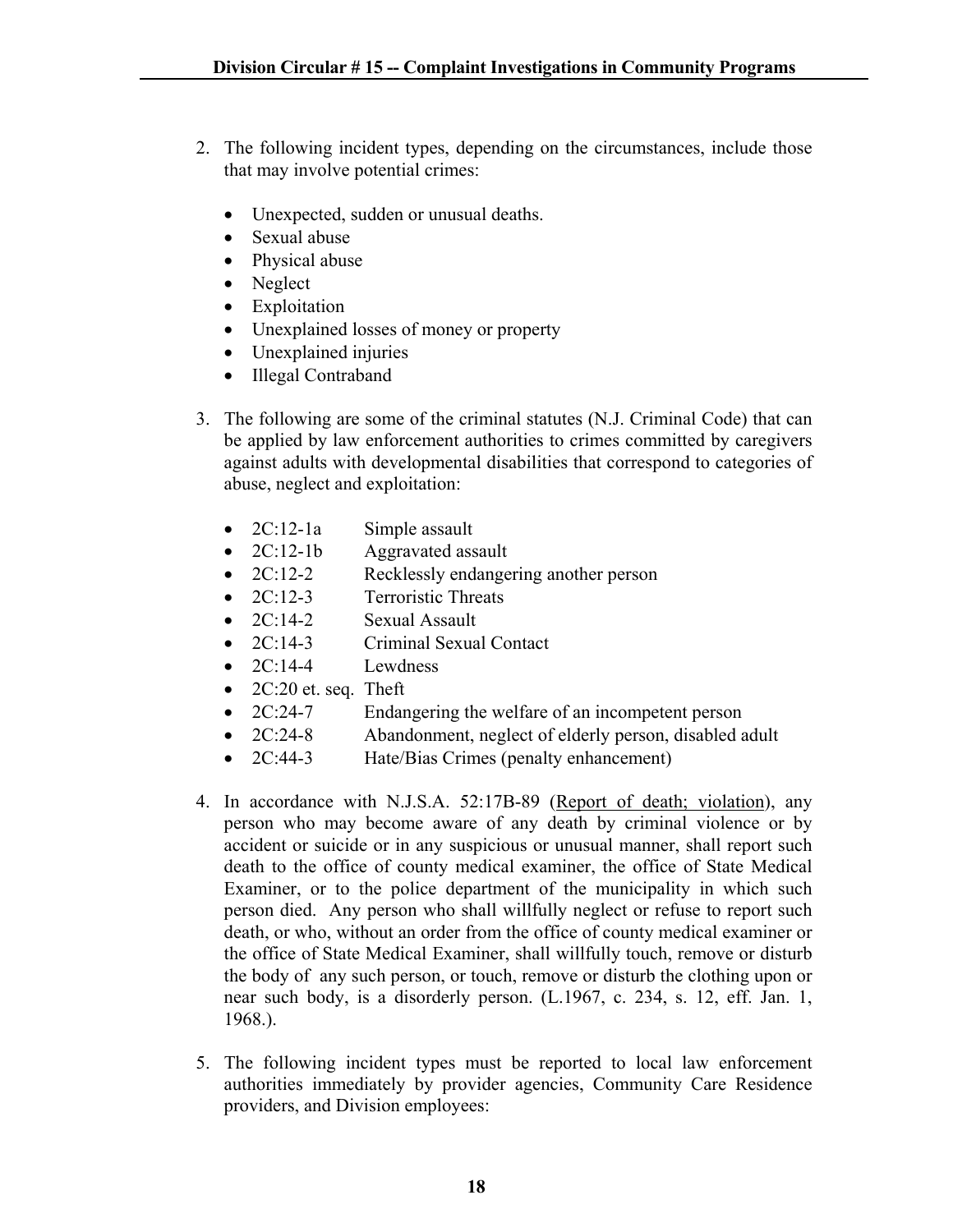2. The following incident types, depending on the circumstances, include those that may involve potential crimes:

   - Unexpected, sudden or unusual deaths.
   - Sexual abuse
   - Physical abuse
   - Neglect
   - Exploitation
   - Unexplained losses of money or property
   - Unexplained injuries
   - Illegal Contraband

3. The following are some of the criminal statutes (N.J. Criminal Code) that can be applied by law enforcement authorities to crimes committed by caregivers against adults with developmental disabilities that correspond to categories of abuse, neglect and exploitation:

   - 2C:12-1a Simple assault
   - 2C:12-1b Aggravated assault
   - 2C:12-2 Recklessly endangering another person
   - 2C:12-3 Terroristic Threats
   - 2C:14-2 Sexual Assault
   - 2C:14-3 Criminal Sexual Contact
   - 2C:14-4 Lewdness
   - 2C:20 et. seq. Theft
   - 2C:24-7 Endangering the welfare of an incompetent person
   - 2C:24-8 Abandonment, neglect of elderly person, disabled adult
   - 2C:44-3 Hate/Bias Crimes (penalty enhancement)

4. In accordance with N.J.S.A. 52:17B-89 (Report of death; violation), any person who may become aware of any death by criminal violence or by accident or suicide or in any suspicious or unusual manner, shall report such death to the office of county medical examiner, the office of State Medical Examiner, or to the police department of the municipality in which such person died. Any person who shall willfully neglect or refuse to report such death, or who, without an order from the office of county medical examiner or the office of State Medical Examiner, shall willfully touch, remove or disturb the body of any such person, or touch, remove or disturb the clothing upon or near such body, is a disorderly person. (L.1967, c. 234, s. 12, eff. Jan. 1, 1968.).

5. The following incident types must be reported to local law enforcement authorities immediately by provider agencies, Community Care Residence providers, and Division employees: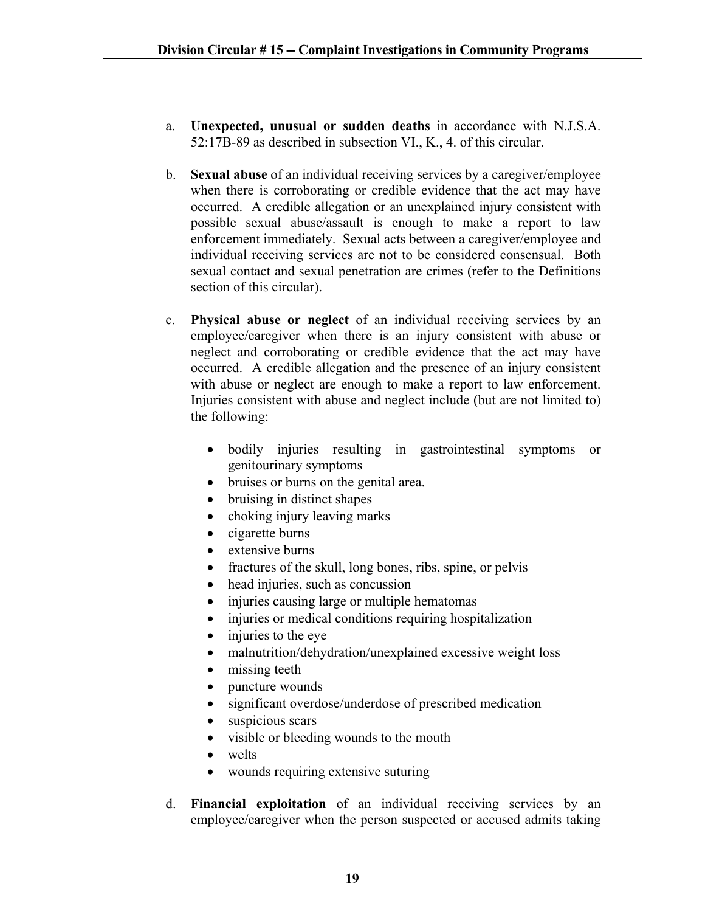a. **Unexpected, unusual or sudden deaths** in accordance with N.J.S.A. 52:17B-89 as described in subsection VI., K., 4. of this circular.

b. **Sexual abuse** of an individual receiving services by a caregiver/employee when there is corroborating or credible evidence that the act may have occurred. A credible allegation or an unexplained injury consistent with possible sexual abuse/assault is enough to make a report to law enforcement immediately. Sexual acts between a caregiver/employee and individual receiving services are not to be considered consensual. Both sexual contact and sexual penetration are crimes (refer to the Definitions section of this circular).

c. **Physical abuse or neglect** of an individual receiving services by an employee/caregiver when there is an injury consistent with abuse or neglect and corroborating or credible evidence that the act may have occurred. A credible allegation and the presence of an injury consistent with abuse or neglect are enough to make a report to law enforcement. Injuries consistent with abuse and neglect include (but are not limited to) the following:

   - bodily injuries resulting in gastrointestinal symptoms or genitourinary symptoms
   - bruises or burns on the genital area.
   - bruising in distinct shapes
   - choking injury leaving marks
   - cigarette burns
   - extensive burns
   - fractures of the skull, long bones, ribs, spine, or pelvis
   - head injuries, such as concussion
   - injuries causing large or multiple hematomas
   - injuries or medical conditions requiring hospitalization
   - injuries to the eye
   - malnutrition/dehydration/unexplained excessive weight loss
   - missing teeth
   - puncture wounds
   - significant overdose/underdose of prescribed medication
   - suspicious scars
   - visible or bleeding wounds to the mouth
   - welts
   - wounds requiring extensive suturing

d. **Financial exploitation** of an individual receiving services by an employee/caregiver when the person suspected or accused admits taking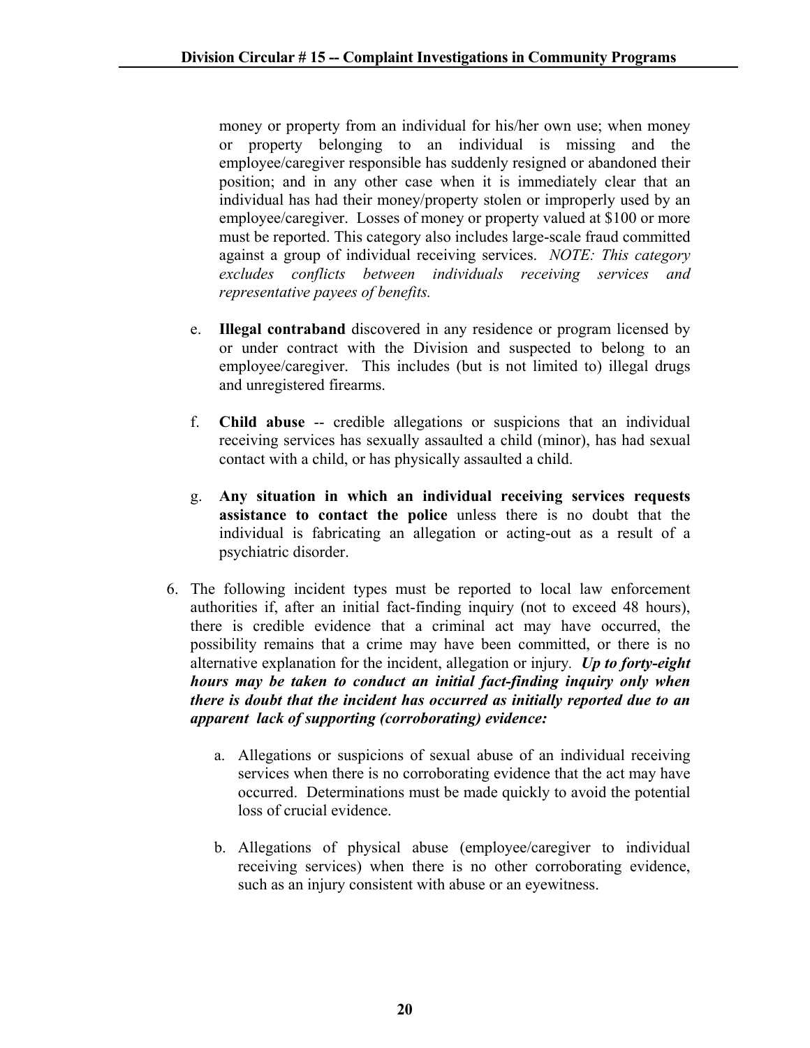money or property from an individual for his/her own use; when money or property belonging to an individual is missing and the employee/caregiver responsible has suddenly resigned or abandoned their position; and in any other case when it is immediately clear that an individual has had their money/property stolen or improperly used by an employee/caregiver. Losses of money or property valued at $100 or more must be reported. This category also includes large-scale fraud committed against a group of individual receiving services. *NOTE: This category excludes conflicts between individuals receiving services and representative payees of benefits.*

e. **Illegal contraband** discovered in any residence or program licensed by or under contract with the Division and suspected to belong to an employee/caregiver. This includes (but is not limited to) illegal drugs and unregistered firearms.

f. **Child abuse** -- credible allegations or suspicions that an individual receiving services has sexually assaulted a child (minor), has had sexual contact with a child, or has physically assaulted a child.

g. **Any situation in which an individual receiving services requests assistance to contact the police** unless there is no doubt that the individual is fabricating an allegation or acting-out as a result of a psychiatric disorder.

6. The following incident types must be reported to local law enforcement authorities if, after an initial fact-finding inquiry (not to exceed 48 hours), there is credible evidence that a criminal act may have occurred, the possibility remains that a crime may have been committed, or there is no alternative explanation for the incident, allegation or injury. ***Up to forty-eight hours may be taken to conduct an initial fact-finding inquiry only when there is doubt that the incident has occurred as initially reported due to an apparent lack of supporting (corroborating) evidence:***

   a. Allegations or suspicions of sexual abuse of an individual receiving services when there is no corroborating evidence that the act may have occurred. Determinations must be made quickly to avoid the potential loss of crucial evidence.

   b. Allegations of physical abuse (employee/caregiver to individual receiving services) when there is no other corroborating evidence, such as an injury consistent with abuse or an eyewitness.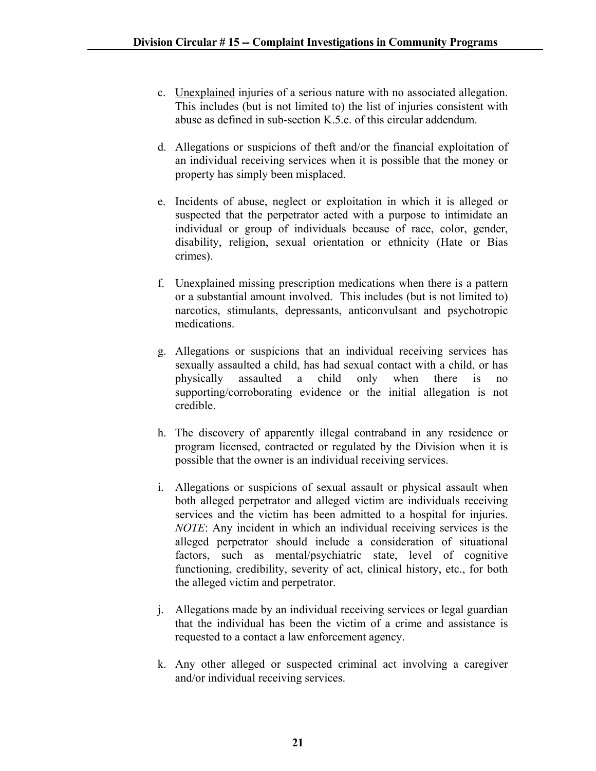c. <u>Unexplained</u> injuries of a serious nature with no associated allegation. This includes (but is not limited to) the list of injuries consistent with abuse as defined in sub-section K.5.c. of this circular addendum.

d. Allegations or suspicions of theft and/or the financial exploitation of an individual receiving services when it is possible that the money or property has simply been misplaced.

e. Incidents of abuse, neglect or exploitation in which it is alleged or suspected that the perpetrator acted with a purpose to intimidate an individual or group of individuals because of race, color, gender, disability, religion, sexual orientation or ethnicity (Hate or Bias crimes).

f. Unexplained missing prescription medications when there is a pattern or a substantial amount involved. This includes (but is not limited to) narcotics, stimulants, depressants, anticonvulsant and psychotropic medications.

g. Allegations or suspicions that an individual receiving services has sexually assaulted a child, has had sexual contact with a child, or has physically assaulted a child only when there is no supporting/corroborating evidence or the initial allegation is not credible.

h. The discovery of apparently illegal contraband in any residence or program licensed, contracted or regulated by the Division when it is possible that the owner is an individual receiving services.

i. Allegations or suspicions of sexual assault or physical assault when both alleged perpetrator and alleged victim are individuals receiving services and the victim has been admitted to a hospital for injuries. *NOTE*: Any incident in which an individual receiving services is the alleged perpetrator should include a consideration of situational factors, such as mental/psychiatric state, level of cognitive functioning, credibility, severity of act, clinical history, etc., for both the alleged victim and perpetrator.

j. Allegations made by an individual receiving services or legal guardian that the individual has been the victim of a crime and assistance is requested to a contact a law enforcement agency.

k. Any other alleged or suspected criminal act involving a caregiver and/or individual receiving services.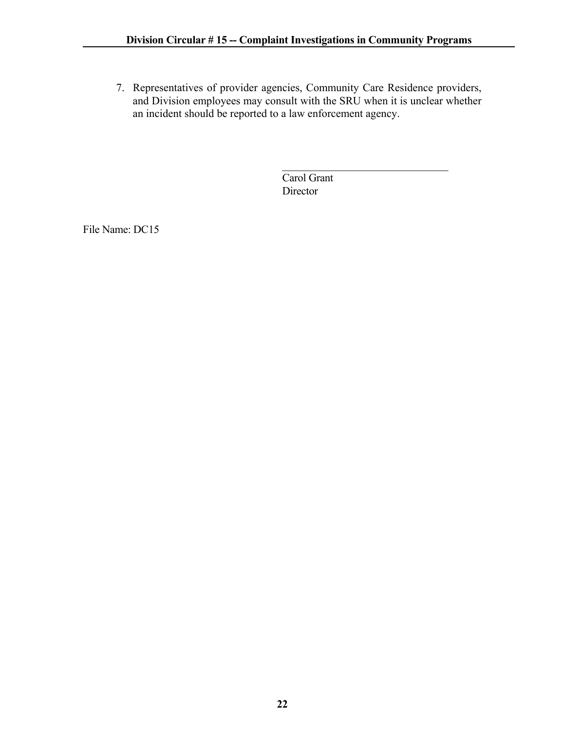7. Representatives of provider agencies, Community Care Residence providers, and Division employees may consult with the SRU when it is unclear whether an incident should be reported to a law enforcement agency.

\_\_\_\_\_\_\_\_\_\_\_\_\_\_\_\_\_\_\_\_\_\_\_\_\_\_\_\_\_\_\_\_

Carol Grant
Director

File Name: DC15